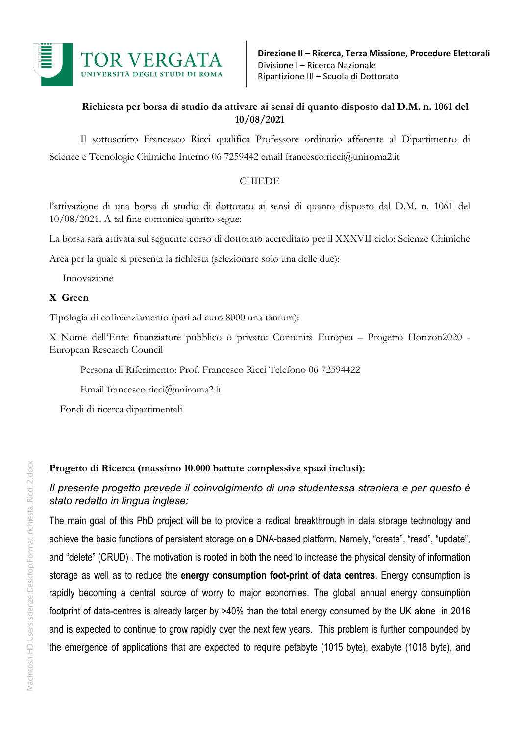TOR VERGATA
UNIVERSITÀ DEGLI STUDI DI ROMA

**Direzione II – Ricerca, Terza Missione, Procedure Elettorali**
Divisione I – Ricerca Nazionale
Ripartizione III – Scuola di Dottorato

**Richiesta per borsa di studio da attivare ai sensi di quanto disposto dal D.M. n. 1061 del 10/08/2021**

Il sottoscritto Francesco Ricci qualifica Professore ordinario afferente al Dipartimento di Science e Tecnologie Chimiche Interno 06 7259442 email francesco.ricci@uniroma2.it

CHIEDE

l'attivazione di una borsa di studio di dottorato ai sensi di quanto disposto dal D.M. n. 1061 del 10/08/2021. A tal fine comunica quanto segue:

La borsa sarà attivata sul seguente corso di dottorato accreditato per il XXXVII ciclo: Scienze Chimiche

Area per la quale si presenta la richiesta (selezionare solo una delle due):

Innovazione

**X Green**

Tipologia di cofinanziamento (pari ad euro 8000 una tantum):

X Nome dell'Ente finanziatore pubblico o privato: Comunità Europea – Progetto Horizon2020 - European Research Council

Persona di Riferimento: Prof. Francesco Ricci Telefono 06 72594422

Email francesco.ricci@uniroma2.it

Fondi di ricerca dipartimentali

**Progetto di Ricerca (massimo 10.000 battute complessive spazi inclusi):**

*Il presente progetto prevede il coinvolgimento di una studentessa straniera e per questo è stato redatto in lingua inglese:*

The main goal of this PhD project will be to provide a radical breakthrough in data storage technology and achieve the basic functions of persistent storage on a DNA-based platform. Namely, "create", "read", "update", and "delete" (CRUD) . The motivation is rooted in both the need to increase the physical density of information storage as well as to reduce the **energy consumption foot-print of data centres**. Energy consumption is rapidly becoming a central source of worry to major economies. The global annual energy consumption footprint of data-centres is already larger by >40% than the total energy consumed by the UK alone in 2016 and is expected to continue to grow rapidly over the next few years. This problem is further compounded by the emergence of applications that are expected to require petabyte (1015 byte), exabyte (1018 byte), and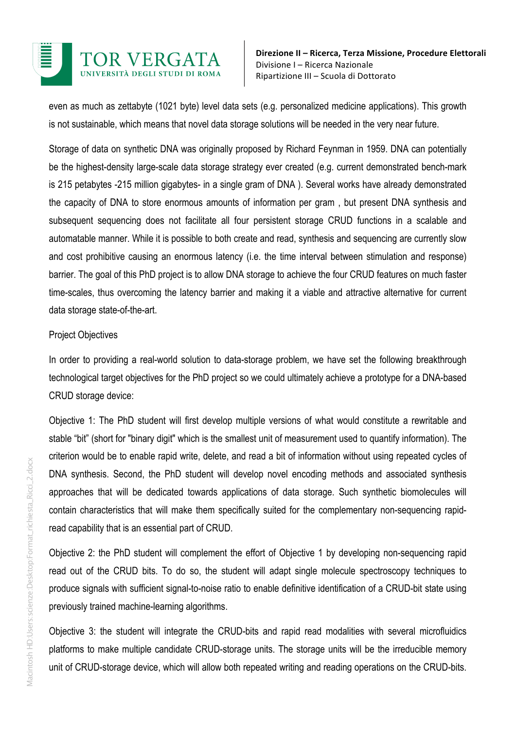even as much as zettabyte (1021 byte) level data sets (e.g. personalized medicine applications). This growth is not sustainable, which means that novel data storage solutions will be needed in the very near future.

Storage of data on synthetic DNA was originally proposed by Richard Feynman in 1959. DNA can potentially be the highest-density large-scale data storage strategy ever created (e.g. current demonstrated bench-mark is 215 petabytes -215 million gigabytes- in a single gram of DNA ). Several works have already demonstrated the capacity of DNA to store enormous amounts of information per gram , but present DNA synthesis and subsequent sequencing does not facilitate all four persistent storage CRUD functions in a scalable and automatable manner. While it is possible to both create and read, synthesis and sequencing are currently slow and cost prohibitive causing an enormous latency (i.e. the time interval between stimulation and response) barrier. The goal of this PhD project is to allow DNA storage to achieve the four CRUD features on much faster time-scales, thus overcoming the latency barrier and making it a viable and attractive alternative for current data storage state-of-the-art.

Project Objectives

In order to providing a real-world solution to data-storage problem, we have set the following breakthrough technological target objectives for the PhD project so we could ultimately achieve a prototype for a DNA-based CRUD storage device:

Objective 1: The PhD student will first develop multiple versions of what would constitute a rewritable and stable "bit" (short for "binary digit" which is the smallest unit of measurement used to quantify information). The criterion would be to enable rapid write, delete, and read a bit of information without using repeated cycles of DNA synthesis. Second, the PhD student will develop novel encoding methods and associated synthesis approaches that will be dedicated towards applications of data storage. Such synthetic biomolecules will contain characteristics that will make them specifically suited for the complementary non-sequencing rapid-read capability that is an essential part of CRUD.

Objective 2: the PhD student will complement the effort of Objective 1 by developing non-sequencing rapid read out of the CRUD bits. To do so, the student will adapt single molecule spectroscopy techniques to produce signals with sufficient signal-to-noise ratio to enable definitive identification of a CRUD-bit state using previously trained machine-learning algorithms.

Objective 3: the student will integrate the CRUD-bits and rapid read modalities with several microfluidics platforms to make multiple candidate CRUD-storage units. The storage units will be the irreducible memory unit of CRUD-storage device, which will allow both repeated writing and reading operations on the CRUD-bits.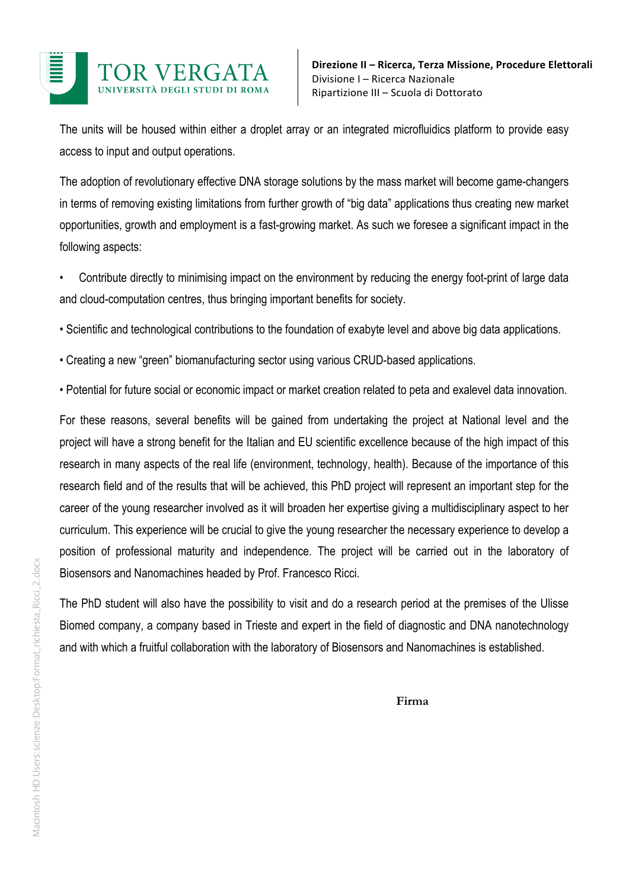The units will be housed within either a droplet array or an integrated microfluidics platform to provide easy access to input and output operations.

The adoption of revolutionary effective DNA storage solutions by the mass market will become game-changers in terms of removing existing limitations from further growth of "big data" applications thus creating new market opportunities, growth and employment is a fast-growing market. As such we foresee a significant impact in the following aspects:

- Contribute directly to minimising impact on the environment by reducing the energy foot-print of large data and cloud-computation centres, thus bringing important benefits for society.
- Scientific and technological contributions to the foundation of exabyte level and above big data applications.
- Creating a new "green" biomanufacturing sector using various CRUD-based applications.
- Potential for future social or economic impact or market creation related to peta and exalevel data innovation.

For these reasons, several benefits will be gained from undertaking the project at National level and the project will have a strong benefit for the Italian and EU scientific excellence because of the high impact of this research in many aspects of the real life (environment, technology, health). Because of the importance of this research field and of the results that will be achieved, this PhD project will represent an important step for the career of the young researcher involved as it will broaden her expertise giving a multidisciplinary aspect to her curriculum. This experience will be crucial to give the young researcher the necessary experience to develop a position of professional maturity and independence. The project will be carried out in the laboratory of Biosensors and Nanomachines headed by Prof. Francesco Ricci.

The PhD student will also have the possibility to visit and do a research period at the premises of the Ulisse Biomed company, a company based in Trieste and expert in the field of diagnostic and DNA nanotechnology and with which a fruitful collaboration with the laboratory of Biosensors and Nanomachines is established.

**Firma**